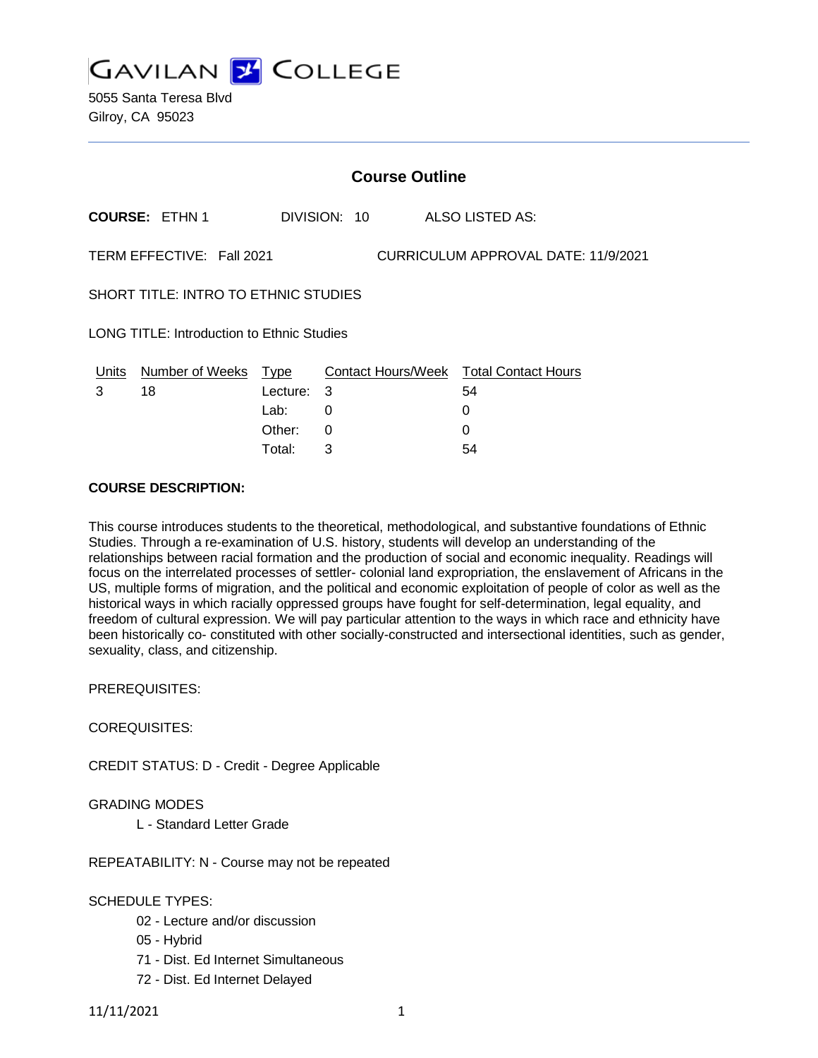# GAVILAN COLLEGE

5055 Santa Teresa Blvd
Gilroy, CA 95023

## Course Outline

**COURSE:** ETHN 1 DIVISION: 10 ALSO LISTED AS:

TERM EFFECTIVE: Fall 2021 CURRICULUM APPROVAL DATE: 11/9/2021

SHORT TITLE: INTRO TO ETHNIC STUDIES

LONG TITLE: Introduction to Ethnic Studies

| Units | Number of Weeks | Type | Contact Hours/Week | Total Contact Hours |
|---|---|---|---|---|
| 3 | 18 | Lecture: | 3 | 54 |
| | | Lab: | 0 | 0 |
| | | Other: | 0 | 0 |
| | | Total: | 3 | 54 |

**COURSE DESCRIPTION:**

This course introduces students to the theoretical, methodological, and substantive foundations of Ethnic Studies. Through a re-examination of U.S. history, students will develop an understanding of the relationships between racial formation and the production of social and economic inequality. Readings will focus on the interrelated processes of settler- colonial land expropriation, the enslavement of Africans in the US, multiple forms of migration, and the political and economic exploitation of people of color as well as the historical ways in which racially oppressed groups have fought for self-determination, legal equality, and freedom of cultural expression. We will pay particular attention to the ways in which race and ethnicity have been historically co- constituted with other socially-constructed and intersectional identities, such as gender, sexuality, class, and citizenship.

PREREQUISITES:

COREQUISITES:

CREDIT STATUS: D - Credit - Degree Applicable

GRADING MODES

L - Standard Letter Grade

REPEATABILITY: N - Course may not be repeated

SCHEDULE TYPES:

02 - Lecture and/or discussion
05 - Hybrid
71 - Dist. Ed Internet Simultaneous
72 - Dist. Ed Internet Delayed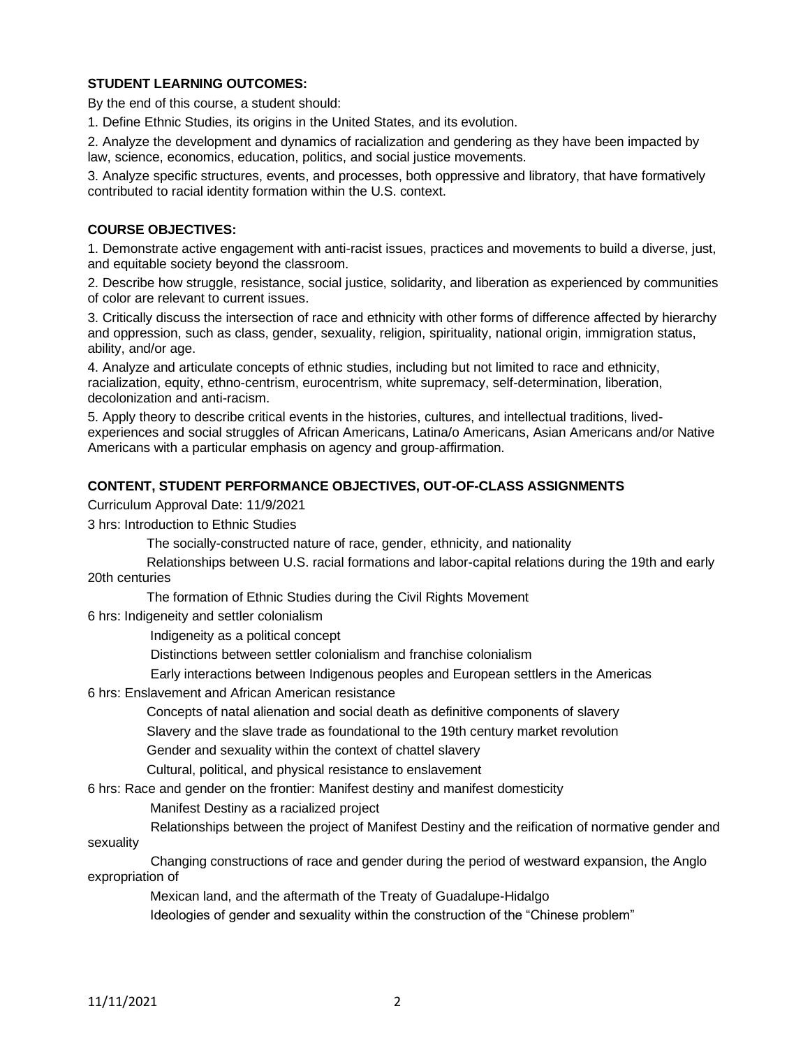**STUDENT LEARNING OUTCOMES:**

By the end of this course, a student should:

1. Define Ethnic Studies, its origins in the United States, and its evolution.

2. Analyze the development and dynamics of racialization and gendering as they have been impacted by law, science, economics, education, politics, and social justice movements.

3. Analyze specific structures, events, and processes, both oppressive and libratory, that have formatively contributed to racial identity formation within the U.S. context.

**COURSE OBJECTIVES:**

1. Demonstrate active engagement with anti-racist issues, practices and movements to build a diverse, just, and equitable society beyond the classroom.

2. Describe how struggle, resistance, social justice, solidarity, and liberation as experienced by communities of color are relevant to current issues.

3. Critically discuss the intersection of race and ethnicity with other forms of difference affected by hierarchy and oppression, such as class, gender, sexuality, religion, spirituality, national origin, immigration status, ability, and/or age.

4. Analyze and articulate concepts of ethnic studies, including but not limited to race and ethnicity, racialization, equity, ethno-centrism, eurocentrism, white supremacy, self-determination, liberation, decolonization and anti-racism.

5. Apply theory to describe critical events in the histories, cultures, and intellectual traditions, lived-experiences and social struggles of African Americans, Latina/o Americans, Asian Americans and/or Native Americans with a particular emphasis on agency and group-affirmation.

**CONTENT, STUDENT PERFORMANCE OBJECTIVES, OUT-OF-CLASS ASSIGNMENTS**

Curriculum Approval Date: 11/9/2021

3 hrs: Introduction to Ethnic Studies

The socially-constructed nature of race, gender, ethnicity, and nationality

Relationships between U.S. racial formations and labor-capital relations during the 19th and early 20th centuries

The formation of Ethnic Studies during the Civil Rights Movement

6 hrs: Indigeneity and settler colonialism

Indigeneity as a political concept

Distinctions between settler colonialism and franchise colonialism

Early interactions between Indigenous peoples and European settlers in the Americas

6 hrs: Enslavement and African American resistance

Concepts of natal alienation and social death as definitive components of slavery

Slavery and the slave trade as foundational to the 19th century market revolution

Gender and sexuality within the context of chattel slavery

Cultural, political, and physical resistance to enslavement

6 hrs: Race and gender on the frontier: Manifest destiny and manifest domesticity

Manifest Destiny as a racialized project

Relationships between the project of Manifest Destiny and the reification of normative gender and sexuality

Changing constructions of race and gender during the period of westward expansion, the Anglo expropriation of

Mexican land, and the aftermath of the Treaty of Guadalupe-Hidalgo

Ideologies of gender and sexuality within the construction of the "Chinese problem"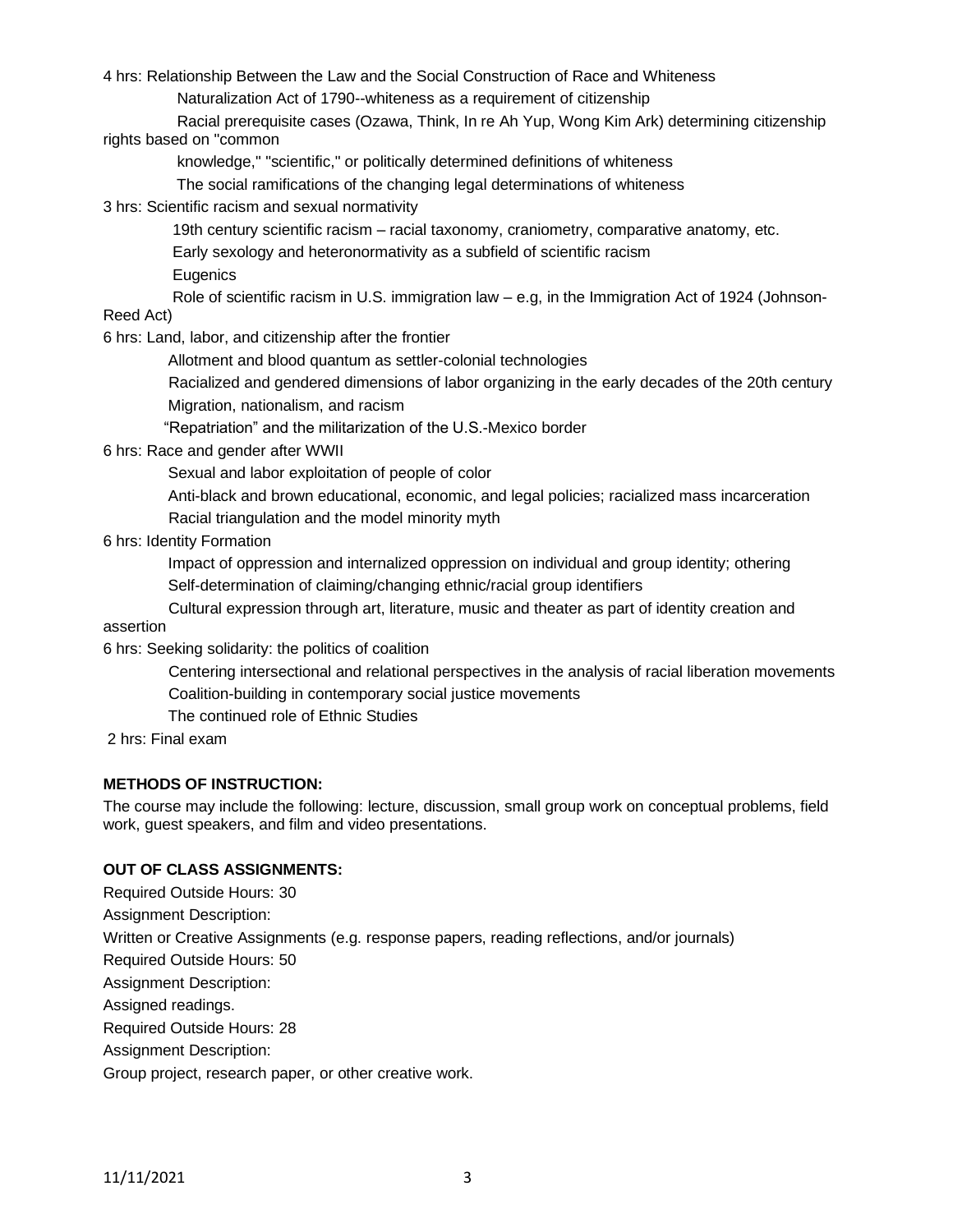4 hrs: Relationship Between the Law and the Social Construction of Race and Whiteness

- Naturalization Act of 1790--whiteness as a requirement of citizenship
- Racial prerequisite cases (Ozawa, Think, In re Ah Yup, Wong Kim Ark) determining citizenship rights based on "common knowledge," "scientific," or politically determined definitions of whiteness
- The social ramifications of the changing legal determinations of whiteness

3 hrs: Scientific racism and sexual normativity

- 19th century scientific racism – racial taxonomy, craniometry, comparative anatomy, etc.
- Early sexology and heteronormativity as a subfield of scientific racism
- Eugenics
- Role of scientific racism in U.S. immigration law – e.g, in the Immigration Act of 1924 (Johnson-Reed Act)

6 hrs: Land, labor, and citizenship after the frontier

- Allotment and blood quantum as settler-colonial technologies
- Racialized and gendered dimensions of labor organizing in the early decades of the 20th century
- Migration, nationalism, and racism
- "Repatriation" and the militarization of the U.S.-Mexico border

6 hrs: Race and gender after WWII

- Sexual and labor exploitation of people of color
- Anti-black and brown educational, economic, and legal policies; racialized mass incarceration
- Racial triangulation and the model minority myth

6 hrs: Identity Formation

- Impact of oppression and internalized oppression on individual and group identity; othering
- Self-determination of claiming/changing ethnic/racial group identifiers
- Cultural expression through art, literature, music and theater as part of identity creation and assertion

6 hrs: Seeking solidarity: the politics of coalition

- Centering intersectional and relational perspectives in the analysis of racial liberation movements
- Coalition-building in contemporary social justice movements
- The continued role of Ethnic Studies

2 hrs: Final exam

**METHODS OF INSTRUCTION:**

The course may include the following: lecture, discussion, small group work on conceptual problems, field work, guest speakers, and film and video presentations.

**OUT OF CLASS ASSIGNMENTS:**

Required Outside Hours: 30

Assignment Description:

Written or Creative Assignments (e.g. response papers, reading reflections, and/or journals)

Required Outside Hours: 50

Assignment Description:

Assigned readings.

Required Outside Hours: 28

Assignment Description:

Group project, research paper, or other creative work.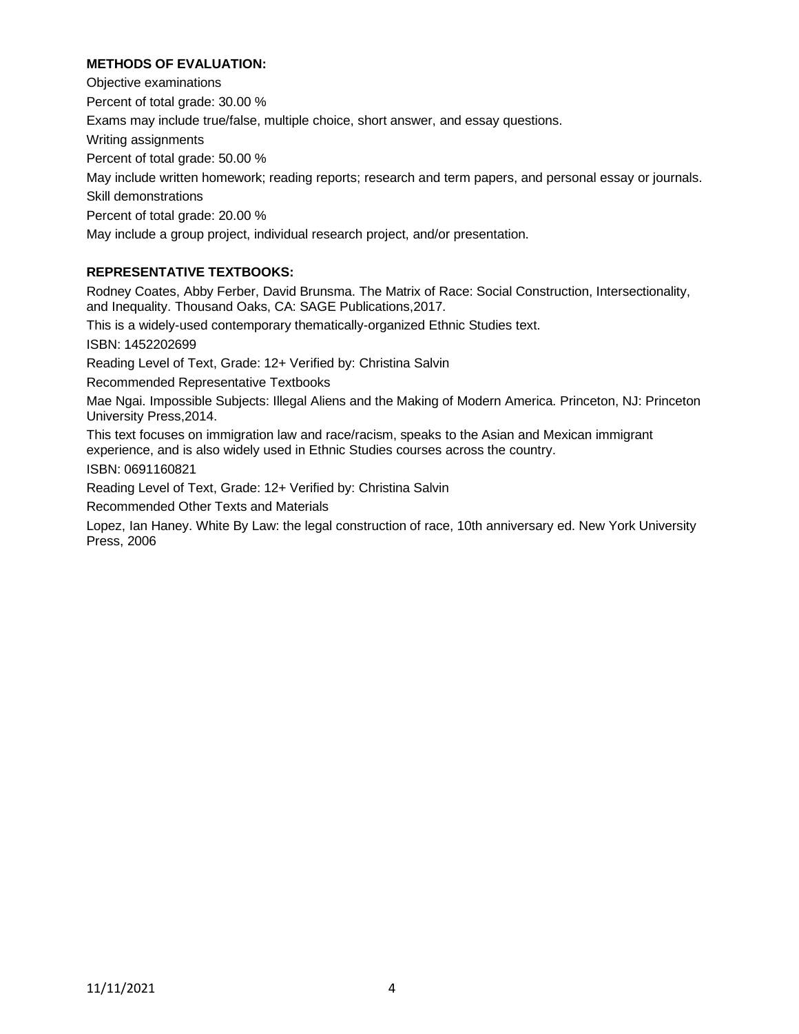**METHODS OF EVALUATION:**

Objective examinations

Percent of total grade: 30.00 %

Exams may include true/false, multiple choice, short answer, and essay questions.

Writing assignments

Percent of total grade: 50.00 %

May include written homework; reading reports; research and term papers, and personal essay or journals.

Skill demonstrations

Percent of total grade: 20.00 %

May include a group project, individual research project, and/or presentation.

**REPRESENTATIVE TEXTBOOKS:**

Rodney Coates, Abby Ferber, David Brunsma. The Matrix of Race: Social Construction, Intersectionality, and Inequality. Thousand Oaks, CA: SAGE Publications,2017.

This is a widely-used contemporary thematically-organized Ethnic Studies text.

ISBN: 1452202699

Reading Level of Text, Grade: 12+ Verified by: Christina Salvin

Recommended Representative Textbooks

Mae Ngai. Impossible Subjects: Illegal Aliens and the Making of Modern America. Princeton, NJ: Princeton University Press,2014.

This text focuses on immigration law and race/racism, speaks to the Asian and Mexican immigrant experience, and is also widely used in Ethnic Studies courses across the country.

ISBN: 0691160821

Reading Level of Text, Grade: 12+ Verified by: Christina Salvin

Recommended Other Texts and Materials

Lopez, Ian Haney. White By Law: the legal construction of race, 10th anniversary ed. New York University Press, 2006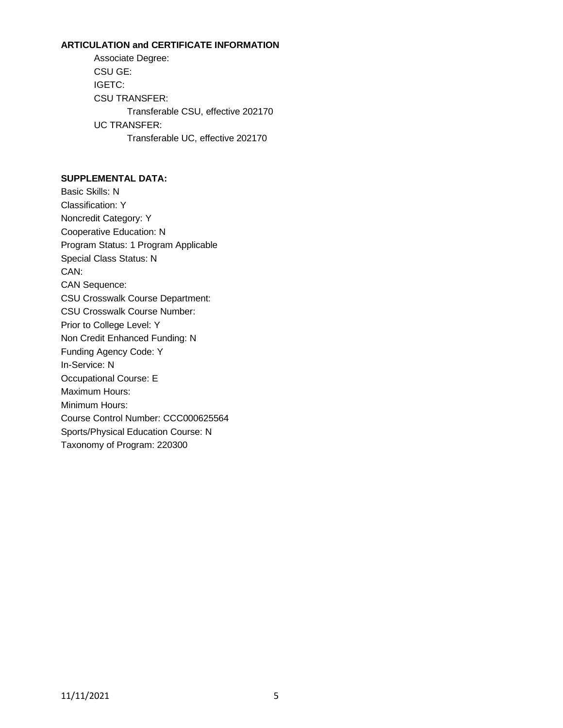**ARTICULATION and CERTIFICATE INFORMATION**

Associate Degree:

CSU GE:

IGETC:

CSU TRANSFER:

Transferable CSU, effective 202170

UC TRANSFER:

Transferable UC, effective 202170

**SUPPLEMENTAL DATA:**

Basic Skills: N
Classification: Y
Noncredit Category: Y
Cooperative Education: N
Program Status: 1 Program Applicable
Special Class Status: N
CAN:
CAN Sequence:
CSU Crosswalk Course Department:
CSU Crosswalk Course Number:
Prior to College Level: Y
Non Credit Enhanced Funding: N
Funding Agency Code: Y
In-Service: N
Occupational Course: E
Maximum Hours:
Minimum Hours:
Course Control Number: CCC000625564
Sports/Physical Education Course: N
Taxonomy of Program: 220300

11/11/2021